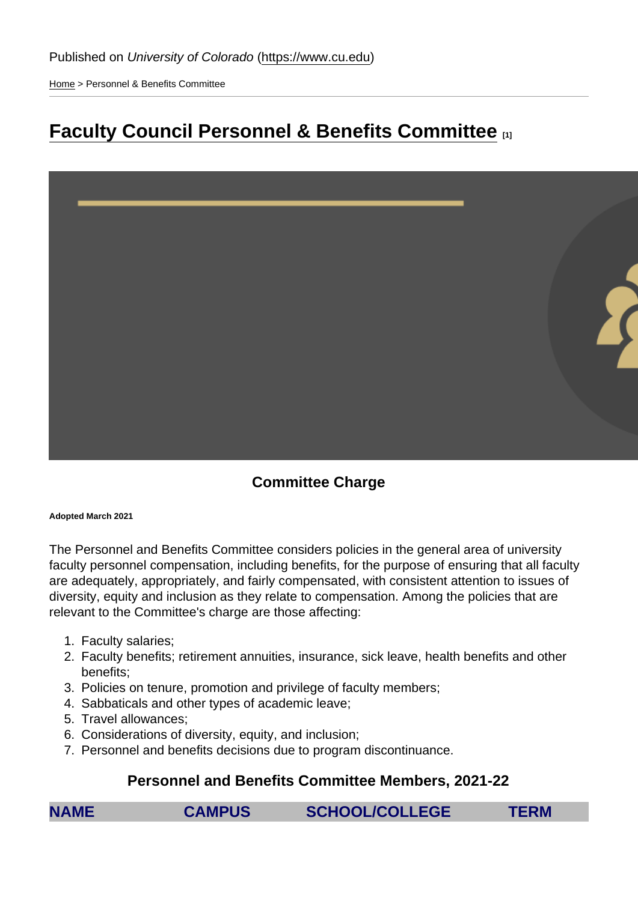Published on *University of Colorado* (https://www.cu.edu)

Home > Personnel & Benefits Committee

# Faculty Council Personnel & Benefits Committee [1]

## Committee Charge

**Adopted March 2021**

The Personnel and Benefits Committee considers policies in the general area of university faculty personnel compensation, including benefits, for the purpose of ensuring that all faculty are adequately, appropriately, and fairly compensated, with consistent attention to issues of diversity, equity and inclusion as they relate to compensation. Among the policies that are relevant to the Committee's charge are those affecting:

1. Faculty salaries;
2. Faculty benefits; retirement annuities, insurance, sick leave, health benefits and other benefits;
3. Policies on tenure, promotion and privilege of faculty members;
4. Sabbaticals and other types of academic leave;
5. Travel allowances;
6. Considerations of diversity, equity, and inclusion;
7. Personnel and benefits decisions due to program discontinuance.

## Personnel and Benefits Committee Members, 2021-22

| NAME | CAMPUS | SCHOOL/COLLEGE | TERM |
|---|---|---|---|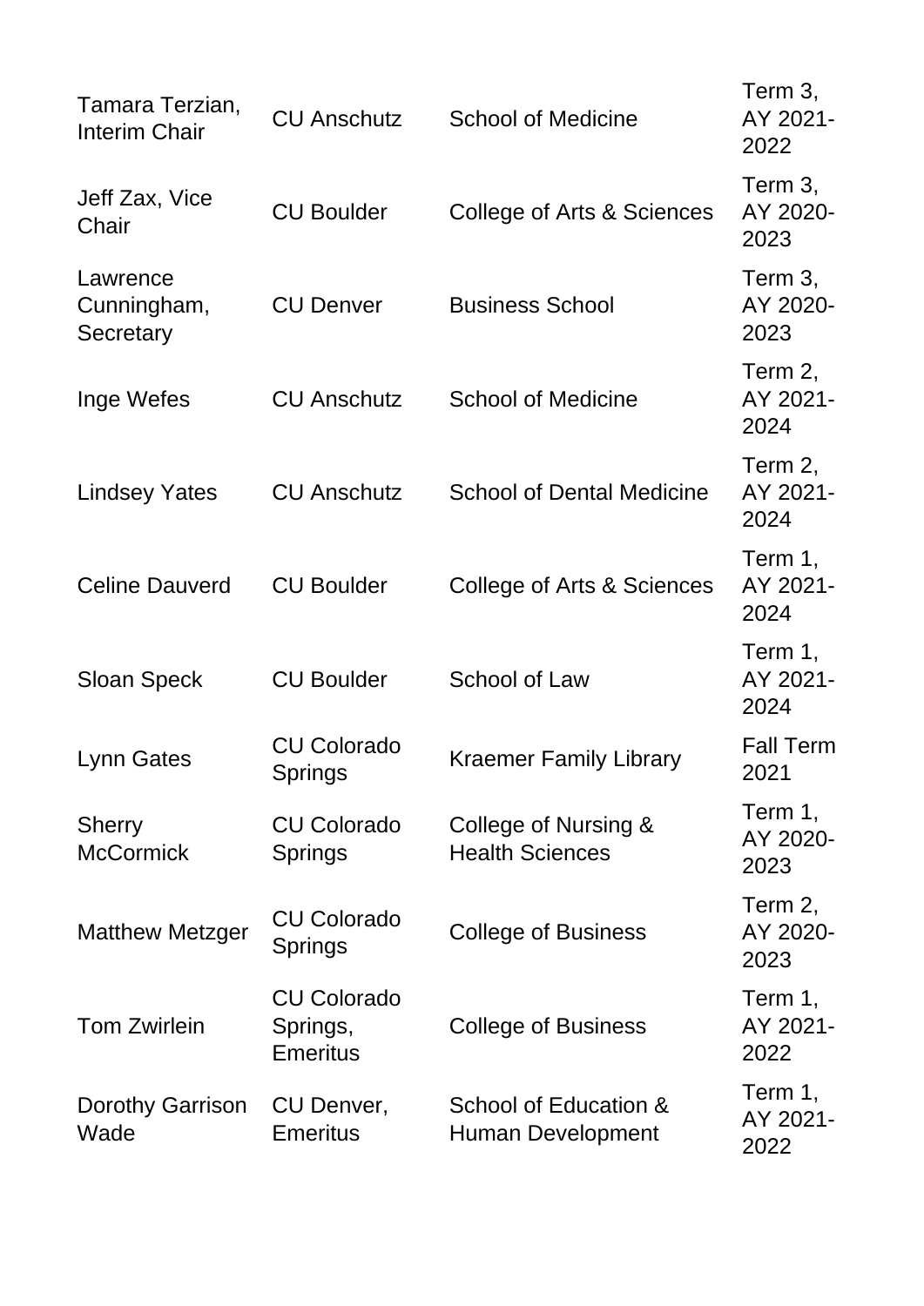| | | | |
|---|---|---|---|
| Tamara Terzian, Interim Chair | CU Anschutz | School of Medicine | Term 3, AY 2021-2022 |
| Jeff Zax, Vice Chair | CU Boulder | College of Arts & Sciences | Term 3, AY 2020-2023 |
| Lawrence Cunningham, Secretary | CU Denver | Business School | Term 3, AY 2020-2023 |
| Inge Wefes | CU Anschutz | School of Medicine | Term 2, AY 2021-2024 |
| Lindsey Yates | CU Anschutz | School of Dental Medicine | Term 2, AY 2021-2024 |
| Celine Dauverd | CU Boulder | College of Arts & Sciences | Term 1, AY 2021-2024 |
| Sloan Speck | CU Boulder | School of Law | Term 1, AY 2021-2024 |
| Lynn Gates | CU Colorado Springs | Kraemer Family Library | Fall Term 2021 |
| Sherry McCormick | CU Colorado Springs | College of Nursing & Health Sciences | Term 1, AY 2020-2023 |
| Matthew Metzger | CU Colorado Springs | College of Business | Term 2, AY 2020-2023 |
| Tom Zwirlein | CU Colorado Springs, Emeritus | College of Business | Term 1, AY 2021-2022 |
| Dorothy Garrison Wade | CU Denver, Emeritus | School of Education & Human Development | Term 1, AY 2021-2022 |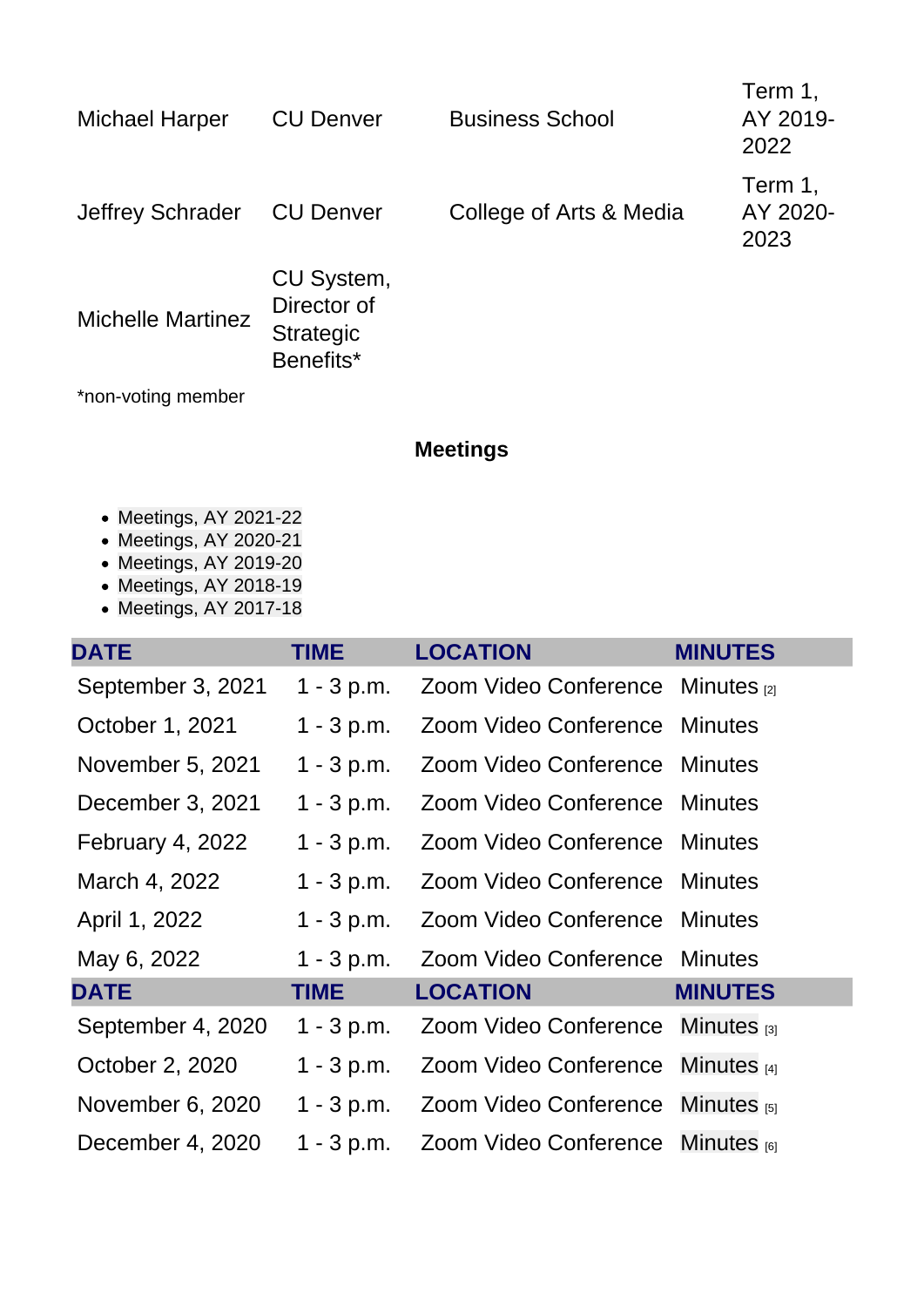| | | | |
|---|---|---|---|
| Michael Harper | CU Denver | Business School | Term 1, AY 2019-2022 |
| Jeffrey Schrader | CU Denver | College of Arts & Media | Term 1, AY 2020-2023 |
| Michelle Martinez | CU System, Director of Strategic Benefits* | | |

*non-voting member

## Meetings

- Meetings, AY 2021-22
- Meetings, AY 2020-21
- Meetings, AY 2019-20
- Meetings, AY 2018-19
- Meetings, AY 2017-18

| DATE | TIME | LOCATION | MINUTES |
|---|---|---|---|
| September 3, 2021 | 1 - 3 p.m. | Zoom Video Conference | Minutes [2] |
| October 1, 2021 | 1 - 3 p.m. | Zoom Video Conference | Minutes |
| November 5, 2021 | 1 - 3 p.m. | Zoom Video Conference | Minutes |
| December 3, 2021 | 1 - 3 p.m. | Zoom Video Conference | Minutes |
| February 4, 2022 | 1 - 3 p.m. | Zoom Video Conference | Minutes |
| March 4, 2022 | 1 - 3 p.m. | Zoom Video Conference | Minutes |
| April 1, 2022 | 1 - 3 p.m. | Zoom Video Conference | Minutes |
| May 6, 2022 | 1 - 3 p.m. | Zoom Video Conference | Minutes |

| DATE | TIME | LOCATION | MINUTES |
|---|---|---|---|
| September 4, 2020 | 1 - 3 p.m. | Zoom Video Conference | Minutes [3] |
| October 2, 2020 | 1 - 3 p.m. | Zoom Video Conference | Minutes [4] |
| November 6, 2020 | 1 - 3 p.m. | Zoom Video Conference | Minutes [5] |
| December 4, 2020 | 1 - 3 p.m. | Zoom Video Conference | Minutes [6] |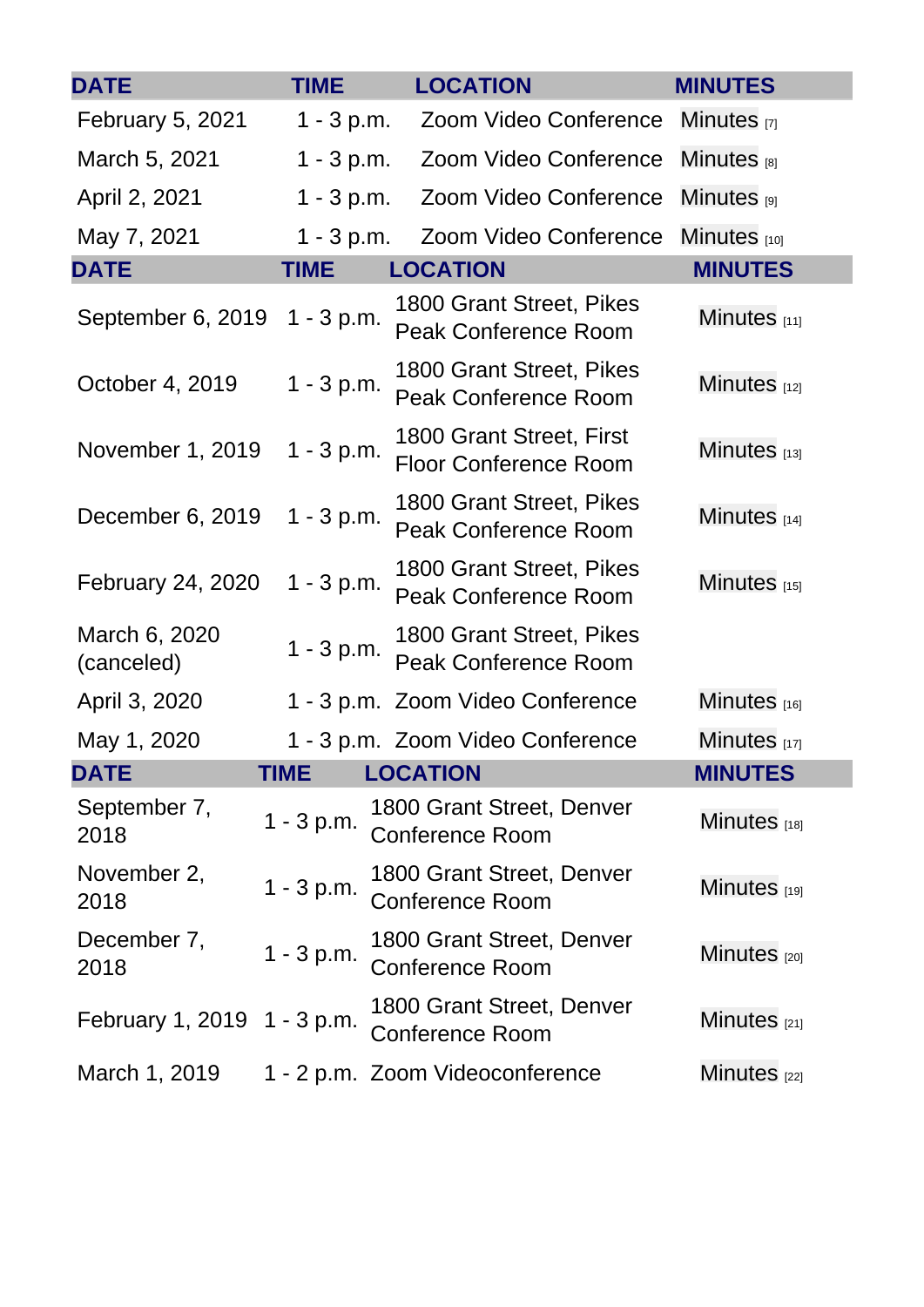| DATE | TIME | LOCATION | MINUTES |
| --- | --- | --- | --- |
| February 5, 2021 | 1 - 3 p.m. | Zoom Video Conference | Minutes [7] |
| March 5, 2021 | 1 - 3 p.m. | Zoom Video Conference | Minutes [8] |
| April 2, 2021 | 1 - 3 p.m. | Zoom Video Conference | Minutes [9] |
| May 7, 2021 | 1 - 3 p.m. | Zoom Video Conference | Minutes [10] |

| DATE | TIME | LOCATION | MINUTES |
| --- | --- | --- | --- |
| September 6, 2019 | 1 - 3 p.m. | 1800 Grant Street, Pikes Peak Conference Room | Minutes [11] |
| October 4, 2019 | 1 - 3 p.m. | 1800 Grant Street, Pikes Peak Conference Room | Minutes [12] |
| November 1, 2019 | 1 - 3 p.m. | 1800 Grant Street, First Floor Conference Room | Minutes [13] |
| December 6, 2019 | 1 - 3 p.m. | 1800 Grant Street, Pikes Peak Conference Room | Minutes [14] |
| February 24, 2020 | 1 - 3 p.m. | 1800 Grant Street, Pikes Peak Conference Room | Minutes [15] |
| March 6, 2020 (canceled) | 1 - 3 p.m. | 1800 Grant Street, Pikes Peak Conference Room | |
| April 3, 2020 | 1 - 3 p.m. | Zoom Video Conference | Minutes [16] |
| May 1, 2020 | 1 - 3 p.m. | Zoom Video Conference | Minutes [17] |

| DATE | TIME | LOCATION | MINUTES |
| --- | --- | --- | --- |
| September 7, 2018 | 1 - 3 p.m. | 1800 Grant Street, Denver Conference Room | Minutes [18] |
| November 2, 2018 | 1 - 3 p.m. | 1800 Grant Street, Denver Conference Room | Minutes [19] |
| December 7, 2018 | 1 - 3 p.m. | 1800 Grant Street, Denver Conference Room | Minutes [20] |
| February 1, 2019 | 1 - 3 p.m. | 1800 Grant Street, Denver Conference Room | Minutes [21] |
| March 1, 2019 | 1 - 2 p.m. | Zoom Videoconference | Minutes [22] |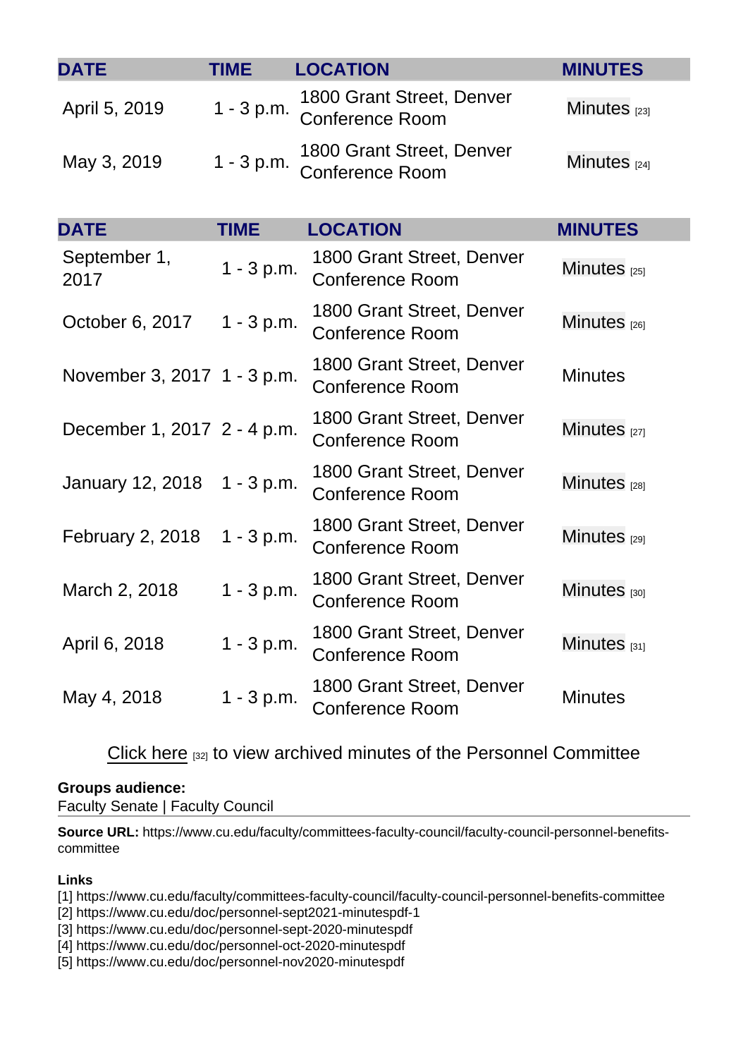| DATE | TIME | LOCATION | MINUTES |
|---|---|---|---|
| April 5, 2019 | 1 - 3 p.m. | 1800 Grant Street, Denver Conference Room | Minutes [23] |
| May 3, 2019 | 1 - 3 p.m. | 1800 Grant Street, Denver Conference Room | Minutes [24] |

| DATE | TIME | LOCATION | MINUTES |
|---|---|---|---|
| September 1, 2017 | 1 - 3 p.m. | 1800 Grant Street, Denver Conference Room | Minutes [25] |
| October 6, 2017 | 1 - 3 p.m. | 1800 Grant Street, Denver Conference Room | Minutes [26] |
| November 3, 2017 | 1 - 3 p.m. | 1800 Grant Street, Denver Conference Room | Minutes |
| December 1, 2017 | 2 - 4 p.m. | 1800 Grant Street, Denver Conference Room | Minutes [27] |
| January 12, 2018 | 1 - 3 p.m. | 1800 Grant Street, Denver Conference Room | Minutes [28] |
| February 2, 2018 | 1 - 3 p.m. | 1800 Grant Street, Denver Conference Room | Minutes [29] |
| March 2, 2018 | 1 - 3 p.m. | 1800 Grant Street, Denver Conference Room | Minutes [30] |
| April 6, 2018 | 1 - 3 p.m. | 1800 Grant Street, Denver Conference Room | Minutes [31] |
| May 4, 2018 | 1 - 3 p.m. | 1800 Grant Street, Denver Conference Room | Minutes |

Click here [32] to view archived minutes of the Personnel Committee

**Groups audience:**
Faculty Senate | Faculty Council

**Source URL:** https://www.cu.edu/faculty/committees-faculty-council/faculty-council-personnel-benefits-committee

**Links**
[1] https://www.cu.edu/faculty/committees-faculty-council/faculty-council-personnel-benefits-committee
[2] https://www.cu.edu/doc/personnel-sept2021-minutespdf-1
[3] https://www.cu.edu/doc/personnel-sept-2020-minutespdf
[4] https://www.cu.edu/doc/personnel-oct-2020-minutespdf
[5] https://www.cu.edu/doc/personnel-nov2020-minutespdf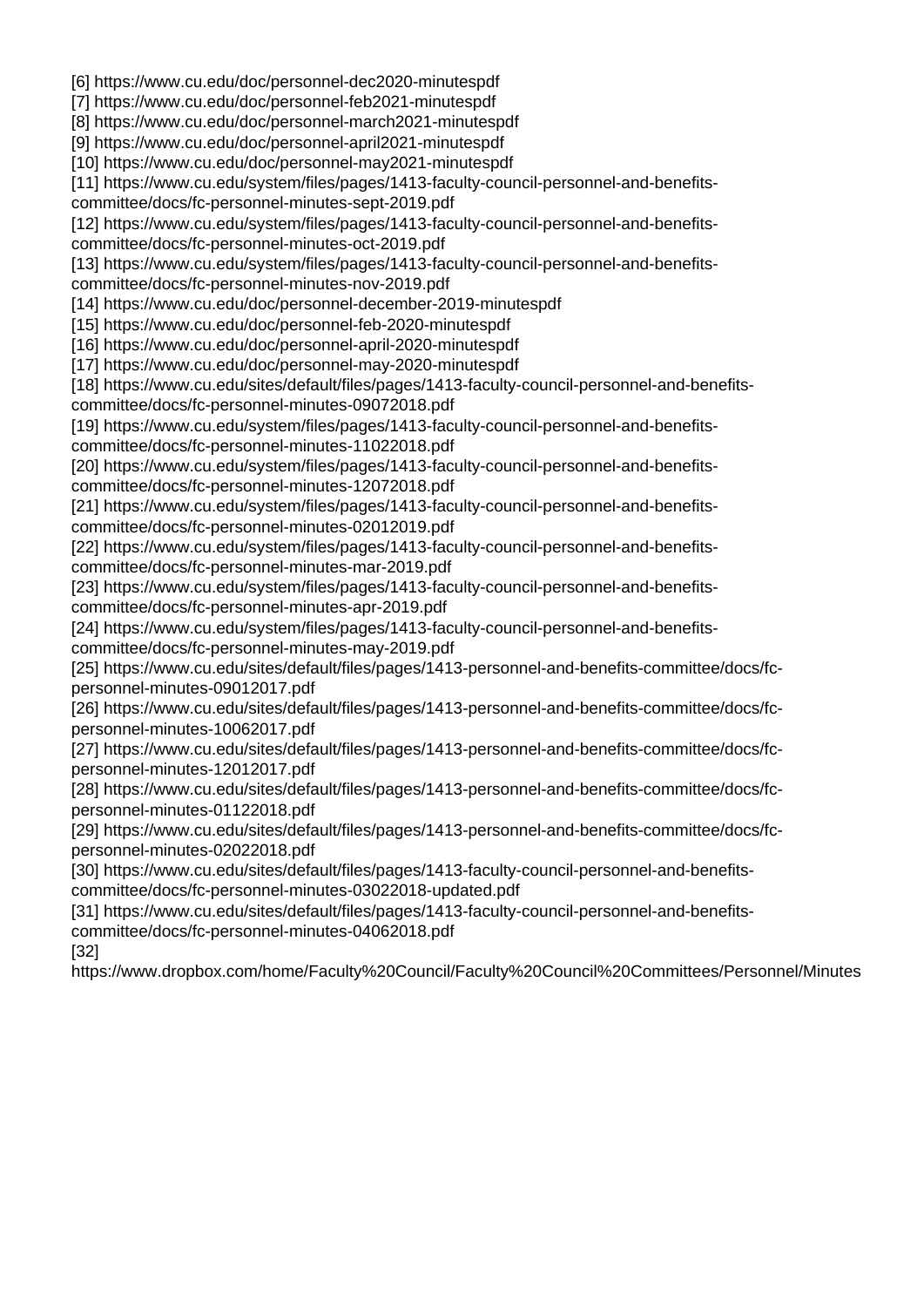[6] https://www.cu.edu/doc/personnel-dec2020-minutespdf
[7] https://www.cu.edu/doc/personnel-feb2021-minutespdf
[8] https://www.cu.edu/doc/personnel-march2021-minutespdf
[9] https://www.cu.edu/doc/personnel-april2021-minutespdf
[10] https://www.cu.edu/doc/personnel-may2021-minutespdf
[11] https://www.cu.edu/system/files/pages/1413-faculty-council-personnel-and-benefits-committee/docs/fc-personnel-minutes-sept-2019.pdf
[12] https://www.cu.edu/system/files/pages/1413-faculty-council-personnel-and-benefits-committee/docs/fc-personnel-minutes-oct-2019.pdf
[13] https://www.cu.edu/system/files/pages/1413-faculty-council-personnel-and-benefits-committee/docs/fc-personnel-minutes-nov-2019.pdf
[14] https://www.cu.edu/doc/personnel-december-2019-minutespdf
[15] https://www.cu.edu/doc/personnel-feb-2020-minutespdf
[16] https://www.cu.edu/doc/personnel-april-2020-minutespdf
[17] https://www.cu.edu/doc/personnel-may-2020-minutespdf
[18] https://www.cu.edu/sites/default/files/pages/1413-faculty-council-personnel-and-benefits-committee/docs/fc-personnel-minutes-09072018.pdf
[19] https://www.cu.edu/system/files/pages/1413-faculty-council-personnel-and-benefits-committee/docs/fc-personnel-minutes-11022018.pdf
[20] https://www.cu.edu/system/files/pages/1413-faculty-council-personnel-and-benefits-committee/docs/fc-personnel-minutes-12072018.pdf
[21] https://www.cu.edu/system/files/pages/1413-faculty-council-personnel-and-benefits-committee/docs/fc-personnel-minutes-02012019.pdf
[22] https://www.cu.edu/system/files/pages/1413-faculty-council-personnel-and-benefits-committee/docs/fc-personnel-minutes-mar-2019.pdf
[23] https://www.cu.edu/system/files/pages/1413-faculty-council-personnel-and-benefits-committee/docs/fc-personnel-minutes-apr-2019.pdf
[24] https://www.cu.edu/system/files/pages/1413-faculty-council-personnel-and-benefits-committee/docs/fc-personnel-minutes-may-2019.pdf
[25] https://www.cu.edu/sites/default/files/pages/1413-personnel-and-benefits-committee/docs/fc-personnel-minutes-09012017.pdf
[26] https://www.cu.edu/sites/default/files/pages/1413-personnel-and-benefits-committee/docs/fc-personnel-minutes-10062017.pdf
[27] https://www.cu.edu/sites/default/files/pages/1413-personnel-and-benefits-committee/docs/fc-personnel-minutes-12012017.pdf
[28] https://www.cu.edu/sites/default/files/pages/1413-personnel-and-benefits-committee/docs/fc-personnel-minutes-01122018.pdf
[29] https://www.cu.edu/sites/default/files/pages/1413-personnel-and-benefits-committee/docs/fc-personnel-minutes-02022018.pdf
[30] https://www.cu.edu/sites/default/files/pages/1413-faculty-council-personnel-and-benefits-committee/docs/fc-personnel-minutes-03022018-updated.pdf
[31] https://www.cu.edu/sites/default/files/pages/1413-faculty-council-personnel-and-benefits-committee/docs/fc-personnel-minutes-04062018.pdf
[32] https://www.dropbox.com/home/Faculty%20Council/Faculty%20Council%20Committees/Personnel/Minutes